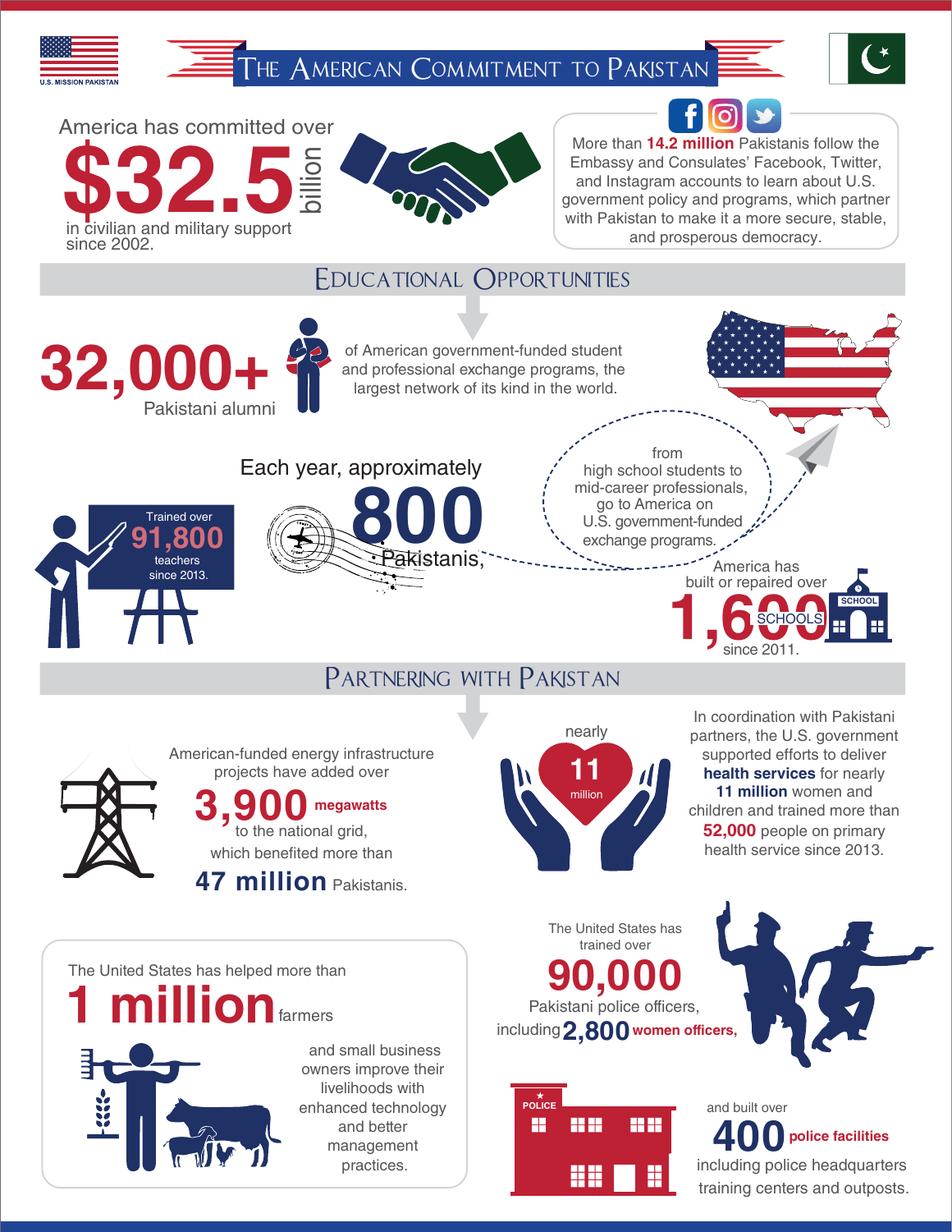U.S. MISSION PAKISTAN

# The American Commitment to Pakistan

America has committed over **$32.5 billion** in civilian and military support since 2002.

More than **14.2 million** Pakistanis follow the Embassy and Consulates' Facebook, Twitter, and Instagram accounts to learn about U.S. government policy and programs, which partner with Pakistan to make it a more secure, stable, and prosperous democracy.

## Educational Opportunities

**32,000+** Pakistani alumni of American government-funded student and professional exchange programs, the largest network of its kind in the world.

Each year, approximately **800** Pakistanis, from high school students to mid-career professionals, go to America on U.S. government-funded exchange programs.

Trained over **91,800** teachers since 2013.

America has built or repaired over **1,600** SCHOOLS since 2011.

## Partnering with Pakistan

American-funded energy infrastructure projects have added over **3,900 megawatts** to the national grid, which benefited more than **47 million** Pakistanis.

nearly **11 million**

In coordination with Pakistani partners, the U.S. government supported efforts to deliver **health services** for nearly **11 million** women and children and trained more than **52,000** people on primary health service since 2013.

The United States has helped more than **1 million** farmers and small business owners improve their livelihoods with enhanced technology and better management practices.

The United States has trained over **90,000** Pakistani police officers, including **2,800 women officers,** and built over **400 police facilities** including police headquarters training centers and outposts.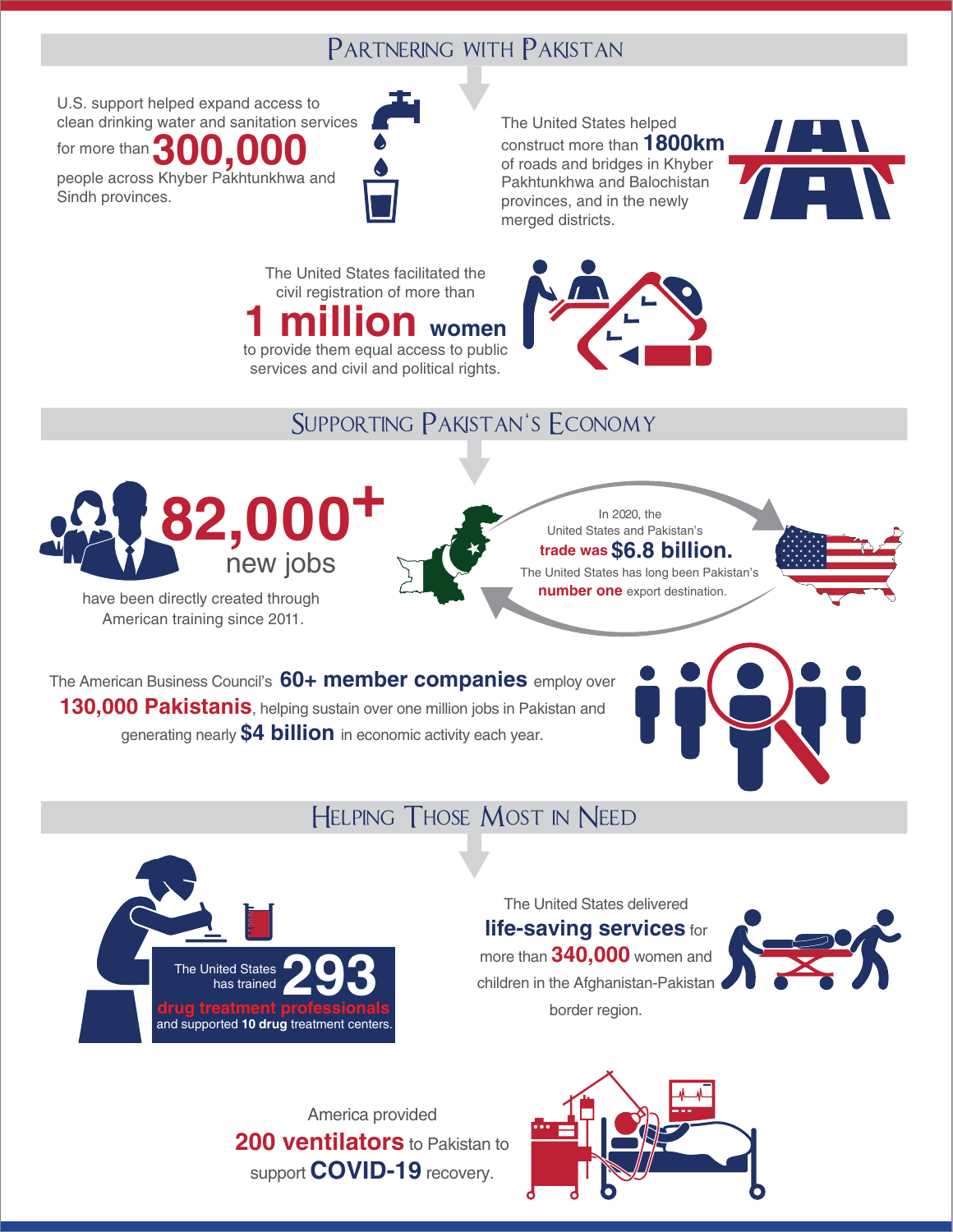## Partnering with Pakistan

U.S. support helped expand access to clean drinking water and sanitation services for more than **300,000** people across Khyber Pakhtunkhwa and Sindh provinces.

The United States helped construct more than **1800km** of roads and bridges in Khyber Pakhtunkhwa and Balochistan provinces, and in the newly merged districts.

The United States facilitated the civil registration of more than **1 million women** to provide them equal access to public services and civil and political rights.

## Supporting Pakistan's Economy

**82,000+** new jobs have been directly created through American training since 2011.

In 2020, the United States and Pakistan's **trade was $6.8 billion.** The United States has long been Pakistan's **number one** export destination.

The American Business Council's **60+ member companies** employ over **130,000 Pakistanis**, helping sustain over one million jobs in Pakistan and generating nearly **$4 billion** in economic activity each year.

## Helping Those Most in Need

The United States has trained **293 drug treatment professionals** and supported **10 drug** treatment centers.

The United States delivered **life-saving services** for more than **340,000** women and children in the Afghanistan-Pakistan border region.

America provided **200 ventilators** to Pakistan to support **COVID-19** recovery.